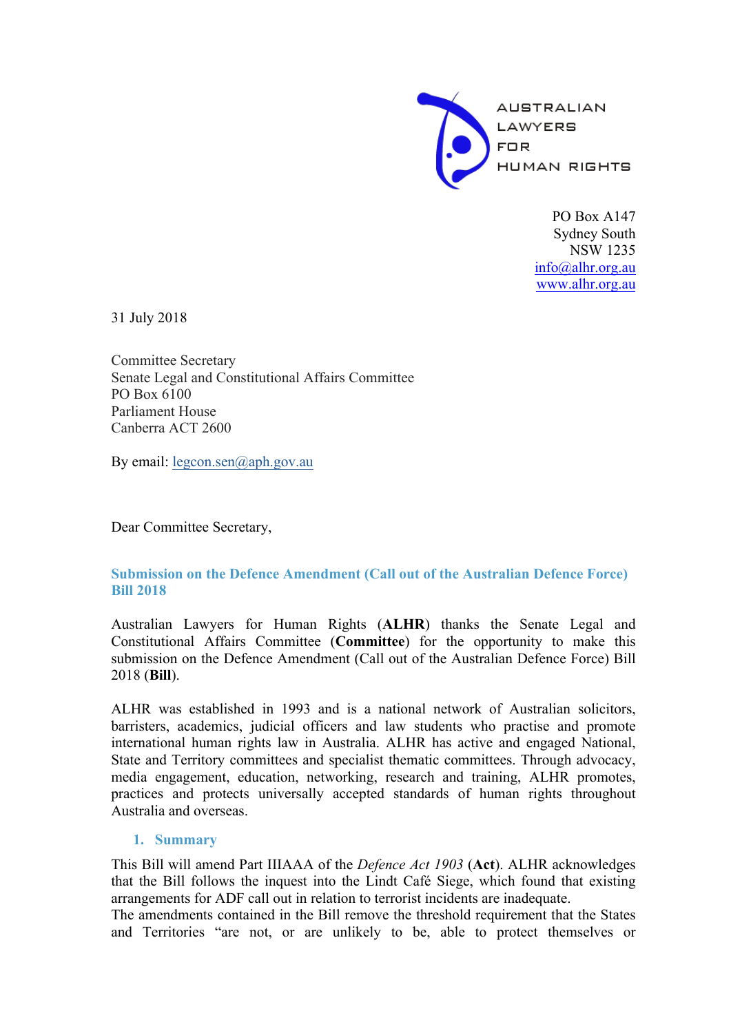AUSTRALIAN LAWYERS FOR HUMAN RIGHTS

PO Box A147
Sydney South
NSW 1235
info@alhr.org.au
www.alhr.org.au

31 July 2018

Committee Secretary
Senate Legal and Constitutional Affairs Committee
PO Box 6100
Parliament House
Canberra ACT 2600

By email: legcon.sen@aph.gov.au

Dear Committee Secretary,

## Submission on the Defence Amendment (Call out of the Australian Defence Force) Bill 2018

Australian Lawyers for Human Rights (**ALHR**) thanks the Senate Legal and Constitutional Affairs Committee (**Committee**) for the opportunity to make this submission on the Defence Amendment (Call out of the Australian Defence Force) Bill 2018 (**Bill**).

ALHR was established in 1993 and is a national network of Australian solicitors, barristers, academics, judicial officers and law students who practise and promote international human rights law in Australia. ALHR has active and engaged National, State and Territory committees and specialist thematic committees. Through advocacy, media engagement, education, networking, research and training, ALHR promotes, practices and protects universally accepted standards of human rights throughout Australia and overseas.

### 1. Summary

This Bill will amend Part IIIAAA of the *Defence Act 1903* (**Act**). ALHR acknowledges that the Bill follows the inquest into the Lindt Café Siege, which found that existing arrangements for ADF call out in relation to terrorist incidents are inadequate.
The amendments contained in the Bill remove the threshold requirement that the States and Territories "are not, or are unlikely to be, able to protect themselves or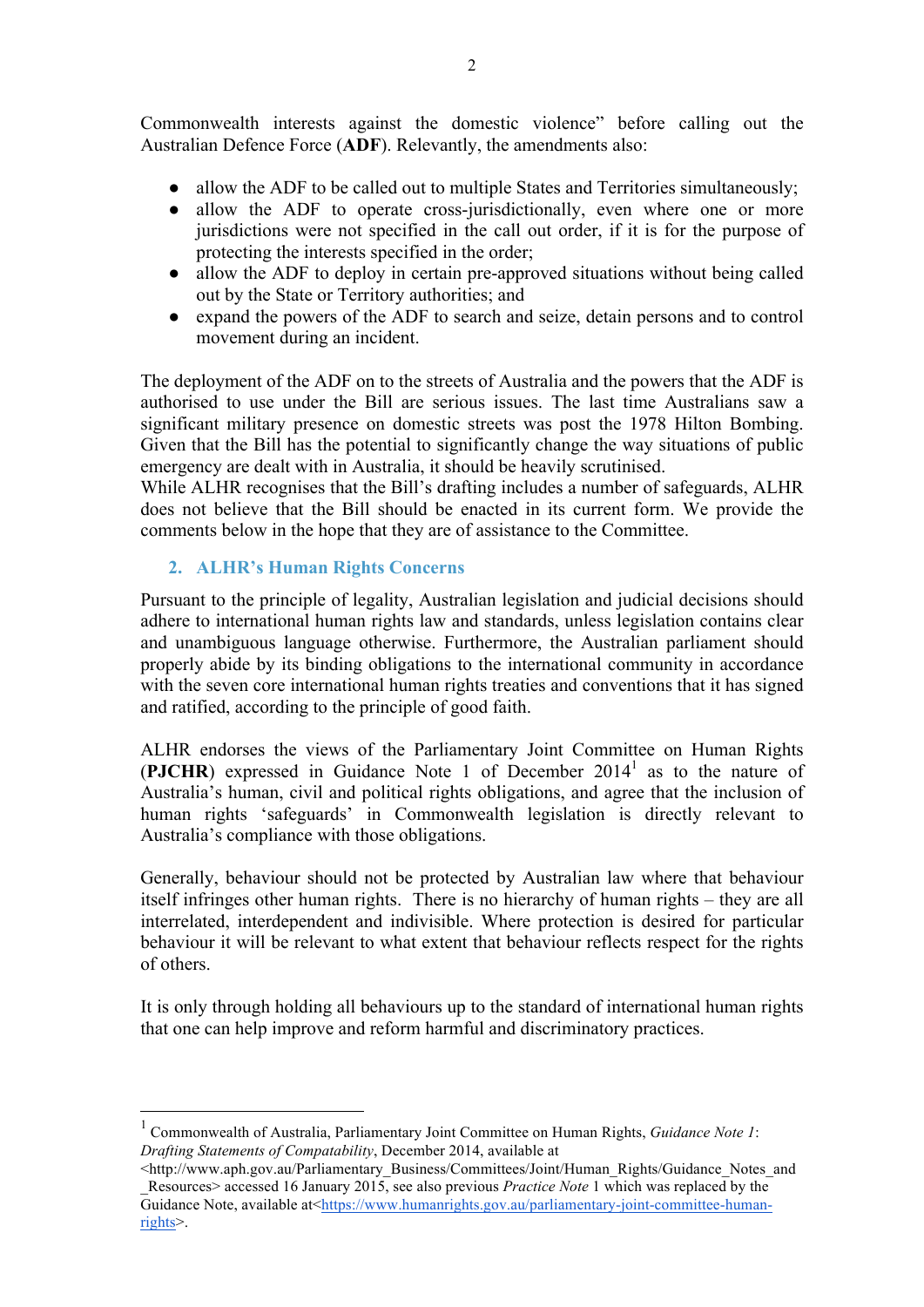Commonwealth interests against the domestic violence" before calling out the Australian Defence Force (**ADF**). Relevantly, the amendments also:

- allow the ADF to be called out to multiple States and Territories simultaneously;
- allow the ADF to operate cross-jurisdictionally, even where one or more jurisdictions were not specified in the call out order, if it is for the purpose of protecting the interests specified in the order;
- allow the ADF to deploy in certain pre-approved situations without being called out by the State or Territory authorities; and
- expand the powers of the ADF to search and seize, detain persons and to control movement during an incident.

The deployment of the ADF on to the streets of Australia and the powers that the ADF is authorised to use under the Bill are serious issues. The last time Australians saw a significant military presence on domestic streets was post the 1978 Hilton Bombing. Given that the Bill has the potential to significantly change the way situations of public emergency are dealt with in Australia, it should be heavily scrutinised.

While ALHR recognises that the Bill's drafting includes a number of safeguards, ALHR does not believe that the Bill should be enacted in its current form. We provide the comments below in the hope that they are of assistance to the Committee.

## 2. ALHR's Human Rights Concerns

Pursuant to the principle of legality, Australian legislation and judicial decisions should adhere to international human rights law and standards, unless legislation contains clear and unambiguous language otherwise. Furthermore, the Australian parliament should properly abide by its binding obligations to the international community in accordance with the seven core international human rights treaties and conventions that it has signed and ratified, according to the principle of good faith.

ALHR endorses the views of the Parliamentary Joint Committee on Human Rights (**PJCHR**) expressed in Guidance Note 1 of December 2014[1] as to the nature of Australia's human, civil and political rights obligations, and agree that the inclusion of human rights 'safeguards' in Commonwealth legislation is directly relevant to Australia's compliance with those obligations.

Generally, behaviour should not be protected by Australian law where that behaviour itself infringes other human rights. There is no hierarchy of human rights – they are all interrelated, interdependent and indivisible. Where protection is desired for particular behaviour it will be relevant to what extent that behaviour reflects respect for the rights of others.

It is only through holding all behaviours up to the standard of international human rights that one can help improve and reform harmful and discriminatory practices.

---

[1] Commonwealth of Australia, Parliamentary Joint Committee on Human Rights, *Guidance Note 1*: *Drafting Statements of Compatability*, December 2014, available at <http://www.aph.gov.au/Parliamentary_Business/Committees/Joint/Human_Rights/Guidance_Notes_and_Resources> accessed 16 January 2015, see also previous *Practice Note* 1 which was replaced by the Guidance Note, available at<https://www.humanrights.gov.au/parliamentary-joint-committee-human-rights>.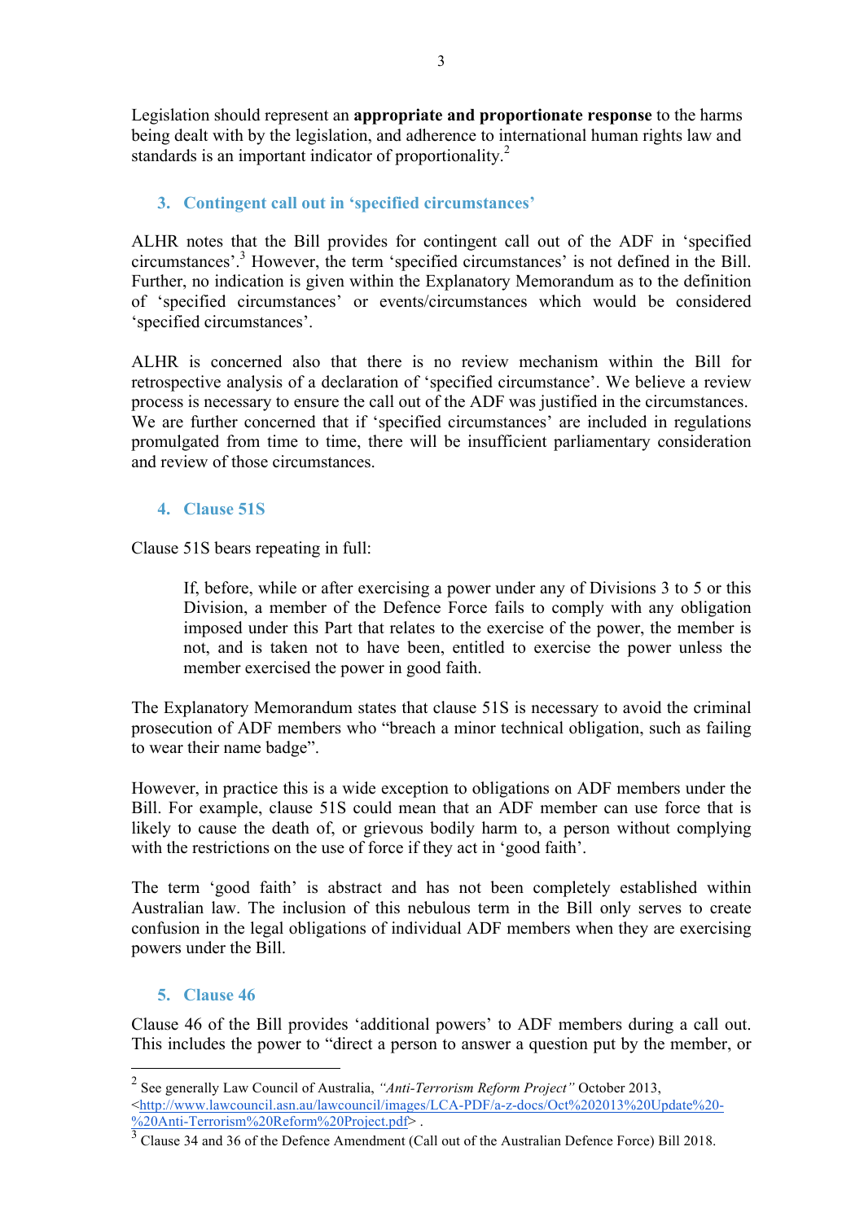Legislation should represent an **appropriate and proportionate response** to the harms being dealt with by the legislation, and adherence to international human rights law and standards is an important indicator of proportionality.[2]

### 3. Contingent call out in 'specified circumstances'

ALHR notes that the Bill provides for contingent call out of the ADF in 'specified circumstances'.[3] However, the term 'specified circumstances' is not defined in the Bill. Further, no indication is given within the Explanatory Memorandum as to the definition of 'specified circumstances' or events/circumstances which would be considered 'specified circumstances'.

ALHR is concerned also that there is no review mechanism within the Bill for retrospective analysis of a declaration of 'specified circumstance'. We believe a review process is necessary to ensure the call out of the ADF was justified in the circumstances. We are further concerned that if 'specified circumstances' are included in regulations promulgated from time to time, there will be insufficient parliamentary consideration and review of those circumstances.

### 4. Clause 51S

Clause 51S bears repeating in full:

> If, before, while or after exercising a power under any of Divisions 3 to 5 or this Division, a member of the Defence Force fails to comply with any obligation imposed under this Part that relates to the exercise of the power, the member is not, and is taken not to have been, entitled to exercise the power unless the member exercised the power in good faith.

The Explanatory Memorandum states that clause 51S is necessary to avoid the criminal prosecution of ADF members who "breach a minor technical obligation, such as failing to wear their name badge".

However, in practice this is a wide exception to obligations on ADF members under the Bill. For example, clause 51S could mean that an ADF member can use force that is likely to cause the death of, or grievous bodily harm to, a person without complying with the restrictions on the use of force if they act in 'good faith'.

The term 'good faith' is abstract and has not been completely established within Australian law. The inclusion of this nebulous term in the Bill only serves to create confusion in the legal obligations of individual ADF members when they are exercising powers under the Bill.

### 5. Clause 46

Clause 46 of the Bill provides 'additional powers' to ADF members during a call out. This includes the power to "direct a person to answer a question put by the member, or

---

[2] See generally Law Council of Australia, *"Anti-Terrorism Reform Project"* October 2013, <http://www.lawcouncil.asn.au/lawcouncil/images/LCA-PDF/a-z-docs/Oct%202013%20Update%20-%20Anti-Terrorism%20Reform%20Project.pdf> .

[3] Clause 34 and 36 of the Defence Amendment (Call out of the Australian Defence Force) Bill 2018.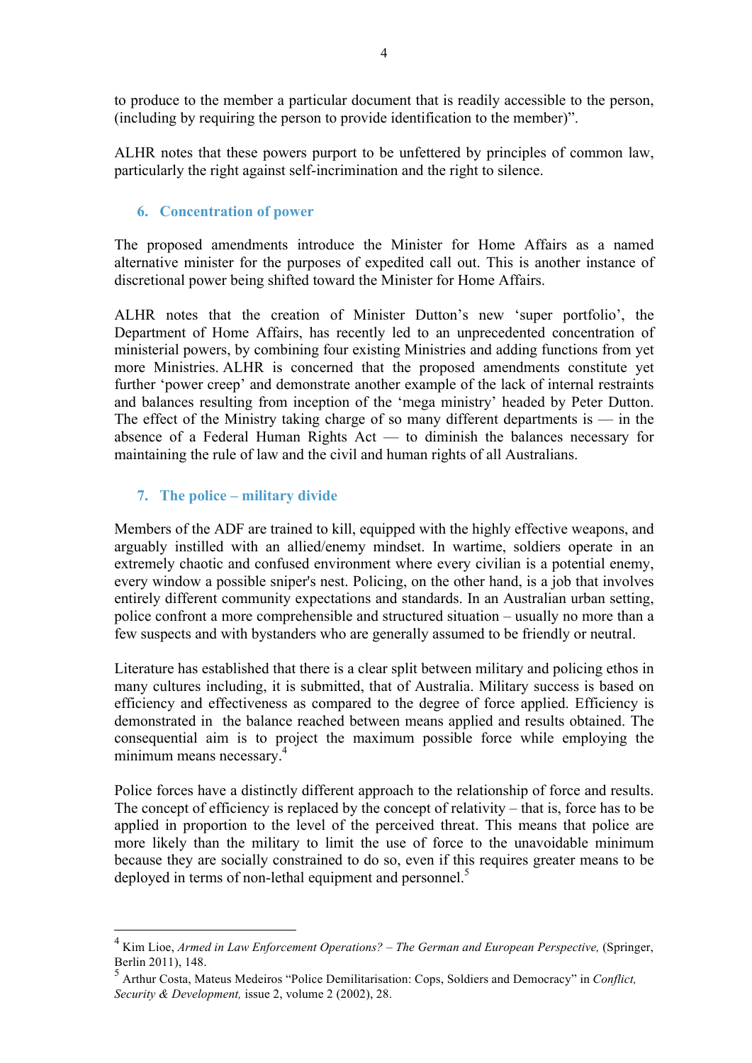to produce to the member a particular document that is readily accessible to the person, (including by requiring the person to provide identification to the member)".

ALHR notes that these powers purport to be unfettered by principles of common law, particularly the right against self-incrimination and the right to silence.

## 6. Concentration of power

The proposed amendments introduce the Minister for Home Affairs as a named alternative minister for the purposes of expedited call out. This is another instance of discretional power being shifted toward the Minister for Home Affairs.

ALHR notes that the creation of Minister Dutton's new 'super portfolio', the Department of Home Affairs, has recently led to an unprecedented concentration of ministerial powers, by combining four existing Ministries and adding functions from yet more Ministries. ALHR is concerned that the proposed amendments constitute yet further 'power creep' and demonstrate another example of the lack of internal restraints and balances resulting from inception of the 'mega ministry' headed by Peter Dutton. The effect of the Ministry taking charge of so many different departments is — in the absence of a Federal Human Rights Act — to diminish the balances necessary for maintaining the rule of law and the civil and human rights of all Australians.

## 7. The police – military divide

Members of the ADF are trained to kill, equipped with the highly effective weapons, and arguably instilled with an allied/enemy mindset. In wartime, soldiers operate in an extremely chaotic and confused environment where every civilian is a potential enemy, every window a possible sniper's nest. Policing, on the other hand, is a job that involves entirely different community expectations and standards. In an Australian urban setting, police confront a more comprehensible and structured situation – usually no more than a few suspects and with bystanders who are generally assumed to be friendly or neutral.

Literature has established that there is a clear split between military and policing ethos in many cultures including, it is submitted, that of Australia. Military success is based on efficiency and effectiveness as compared to the degree of force applied. Efficiency is demonstrated in the balance reached between means applied and results obtained. The consequential aim is to project the maximum possible force while employing the minimum means necessary.[4]

Police forces have a distinctly different approach to the relationship of force and results. The concept of efficiency is replaced by the concept of relativity – that is, force has to be applied in proportion to the level of the perceived threat. This means that police are more likely than the military to limit the use of force to the unavoidable minimum because they are socially constrained to do so, even if this requires greater means to be deployed in terms of non-lethal equipment and personnel.[5]

---

[4] Kim Lioe, *Armed in Law Enforcement Operations? – The German and European Perspective,* (Springer, Berlin 2011), 148.

[5] Arthur Costa, Mateus Medeiros "Police Demilitarisation: Cops, Soldiers and Democracy" in *Conflict, Security & Development,* issue 2, volume 2 (2002), 28.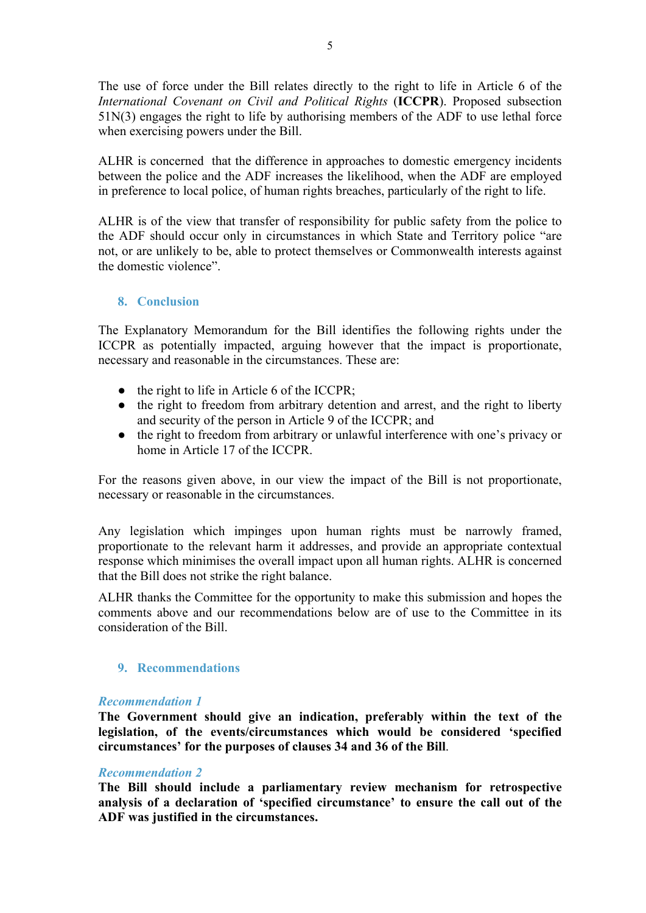The use of force under the Bill relates directly to the right to life in Article 6 of the *International Covenant on Civil and Political Rights* (**ICCPR**). Proposed subsection 51N(3) engages the right to life by authorising members of the ADF to use lethal force when exercising powers under the Bill.

ALHR is concerned that the difference in approaches to domestic emergency incidents between the police and the ADF increases the likelihood, when the ADF are employed in preference to local police, of human rights breaches, particularly of the right to life.

ALHR is of the view that transfer of responsibility for public safety from the police to the ADF should occur only in circumstances in which State and Territory police "are not, or are unlikely to be, able to protect themselves or Commonwealth interests against the domestic violence".

## 8. Conclusion

The Explanatory Memorandum for the Bill identifies the following rights under the ICCPR as potentially impacted, arguing however that the impact is proportionate, necessary and reasonable in the circumstances. These are:

- the right to life in Article 6 of the ICCPR;
- the right to freedom from arbitrary detention and arrest, and the right to liberty and security of the person in Article 9 of the ICCPR; and
- the right to freedom from arbitrary or unlawful interference with one's privacy or home in Article 17 of the ICCPR.

For the reasons given above, in our view the impact of the Bill is not proportionate, necessary or reasonable in the circumstances.

Any legislation which impinges upon human rights must be narrowly framed, proportionate to the relevant harm it addresses, and provide an appropriate contextual response which minimises the overall impact upon all human rights. ALHR is concerned that the Bill does not strike the right balance.

ALHR thanks the Committee for the opportunity to make this submission and hopes the comments above and our recommendations below are of use to the Committee in its consideration of the Bill.

## 9. Recommendations

### *Recommendation 1*

**The Government should give an indication, preferably within the text of the legislation, of the events/circumstances which would be considered 'specified circumstances' for the purposes of clauses 34 and 36 of the Bill**.

### *Recommendation 2*

**The Bill should include a parliamentary review mechanism for retrospective analysis of a declaration of 'specified circumstance' to ensure the call out of the ADF was justified in the circumstances.**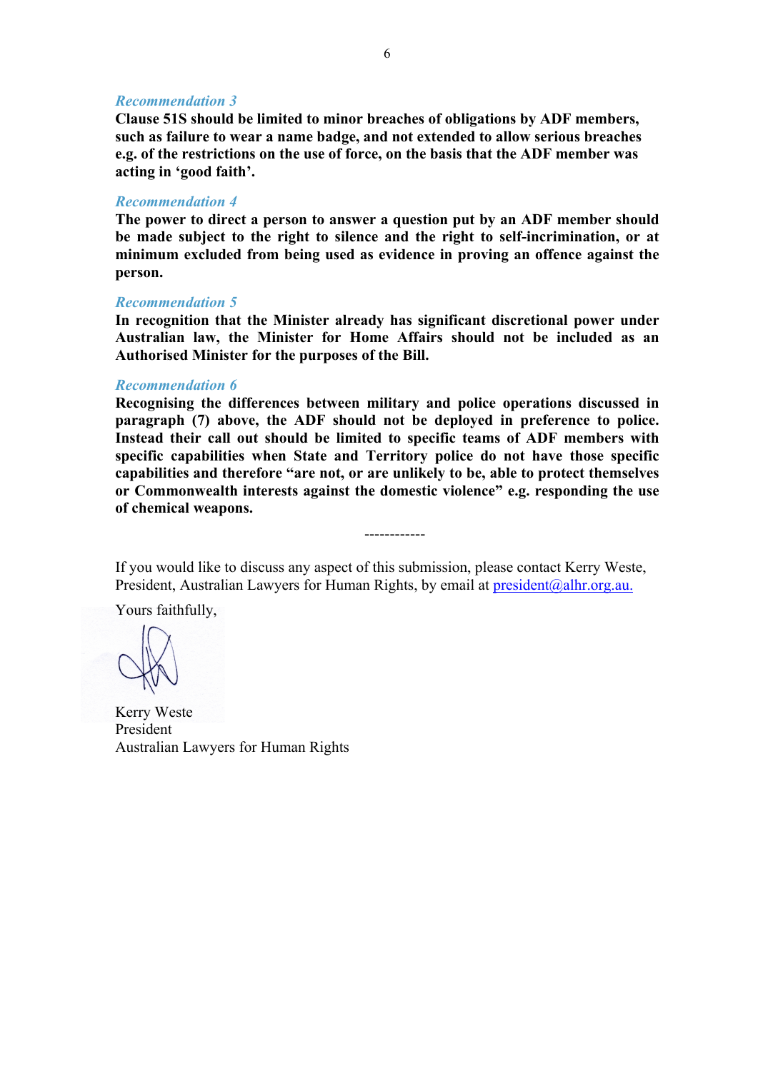*Recommendation 3*

**Clause 51S should be limited to minor breaches of obligations by ADF members, such as failure to wear a name badge, and not extended to allow serious breaches e.g. of the restrictions on the use of force, on the basis that the ADF member was acting in 'good faith'.**

*Recommendation 4*

**The power to direct a person to answer a question put by an ADF member should be made subject to the right to silence and the right to self-incrimination, or at minimum excluded from being used as evidence in proving an offence against the person.**

*Recommendation 5*

**In recognition that the Minister already has significant discretional power under Australian law, the Minister for Home Affairs should not be included as an Authorised Minister for the purposes of the Bill.**

*Recommendation 6*

**Recognising the differences between military and police operations discussed in paragraph (7) above, the ADF should not be deployed in preference to police. Instead their call out should be limited to specific teams of ADF members with specific capabilities when State and Territory police do not have those specific capabilities and therefore "are not, or are unlikely to be, able to protect themselves or Commonwealth interests against the domestic violence" e.g. responding the use of chemical weapons.**

------------

If you would like to discuss any aspect of this submission, please contact Kerry Weste, President, Australian Lawyers for Human Rights, by email at president@alhr.org.au.

Yours faithfully,

Kerry Weste
President
Australian Lawyers for Human Rights